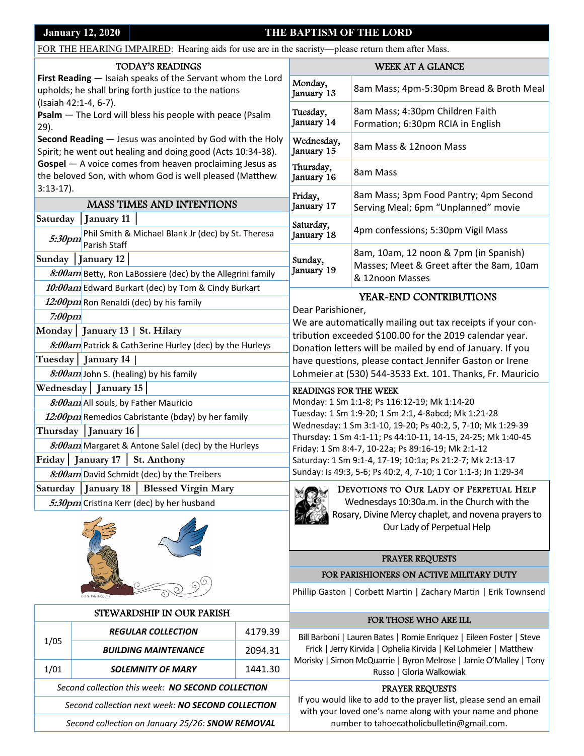**January 12, 2020** | **THE BAPTISM OF THE LORD**

FOR THE HEARING IMPAIRED: Hearing aids for use are in the sacristy—please return them after Mass.

## TODAY'S READINGS

**First Reading** — Isaiah speaks of the Servant whom the Lord upholds; he shall bring forth justice to the nations (Isaiah 42:1-4, 6-7).

**Psalm** — The Lord will bless his people with peace (Psalm 29).

**Second Reading** — Jesus was anointed by God with the Holy Spirit; he went out healing and doing good (Acts 10:34-38).

**Gospel** — A voice comes from heaven proclaiming Jesus as the beloved Son, with whom God is well pleased (Matthew 3:13-17).

## MASS TIMES AND INTENTIONS

| | |
|---|---|
| **Saturday \| January 11** | |
| *5:30pm* | Phil Smith & Michael Blank Jr (dec) by St. Theresa Parish Staff |
| **Sunday \| January 12** | |
| *8:00am* | Betty, Ron LaBossiere (dec) by the Allegrini family |
| *10:00am* | Edward Burkart (dec) by Tom & Cindy Burkart |
| *12:00pm* | Ron Renaldi (dec) by his family |
| *7:00pm* | |
| **Monday \| January 13 \| St. Hilary** | |
| *8:00am* | Patrick & Cath3erine Hurley (dec) by the Hurleys |
| **Tuesday \| January 14** | |
| *8:00am* | John S. (healing) by his family |
| **Wednesday \| January 15** | |
| *8:00am* | All souls, by Father Mauricio |
| *12:00pm* | Remedios Cabristante (bday) by her family |
| **Thursday \| January 16** | |
| *8:00am* | Margaret & Antone Salel (dec) by the Hurleys |
| **Friday \| January 17 \| St. Anthony** | |
| *8:00am* | David Schmidt (dec) by the Treibers |
| **Saturday \| January 18 \| Blessed Virgin Mary** | |
| *5:30pm* | Cristina Kerr (dec) by her husband |

## STEWARDSHIP IN OUR PARISH

| | | |
|---|---|---|
| 1/05 | ***REGULAR COLLECTION*** | 4179.39 |
| | ***BUILDING MAINTENANCE*** | 2094.31 |
| 1/01 | ***SOLEMNITY OF MARY*** | 1441.30 |

*Second collection this week:* ***NO SECOND COLLECTION***

*Second collection next week:* ***NO SECOND COLLECTION***

*Second collection on January 25/26:* ***SNOW REMOVAL***

## WEEK AT A GLANCE

| | |
|---|---|
| Monday, January 13 | 8am Mass; 4pm-5:30pm Bread & Broth Meal |
| Tuesday, January 14 | 8am Mass; 4:30pm Children Faith Formation; 6:30pm RCIA in English |
| Wednesday, January 15 | 8am Mass & 12noon Mass |
| Thursday, January 16 | 8am Mass |
| Friday, January 17 | 8am Mass; 3pm Food Pantry; 4pm Second Serving Meal; 6pm "Unplanned" movie |
| Saturday, January 18 | 4pm confessions; 5:30pm Vigil Mass |
| Sunday, January 19 | 8am, 10am, 12 noon & 7pm (in Spanish) Masses; Meet & Greet after the 8am, 10am & 12noon Masses |

## YEAR-END CONTRIBUTIONS

Dear Parishioner,

We are automatically mailing out tax receipts if your contribution exceeded $100.00 for the 2019 calendar year. Donation letters will be mailed by end of January. If you have questions, please contact Jennifer Gaston or Irene Lohmeier at (530) 544-3533 Ext. 101. Thanks, Fr. Mauricio

## READINGS FOR THE WEEK

Monday: 1 Sm 1:1-8; Ps 116:12-19; Mk 1:14-20
Tuesday: 1 Sm 1:9-20; 1 Sm 2:1, 4-8abcd; Mk 1:21-28
Wednesday: 1 Sm 3:1-10, 19-20; Ps 40:2, 5, 7-10; Mk 1:29-39
Thursday: 1 Sm 4:1-11; Ps 44:10-11, 14-15, 24-25; Mk 1:40-45
Friday: 1 Sm 8:4-7, 10-22a; Ps 89:16-19; Mk 2:1-12
Saturday: 1 Sm 9:1-4, 17-19; 10:1a; Ps 21:2-7; Mk 2:13-17
Sunday: Is 49:3, 5-6; Ps 40:2, 4, 7-10; 1 Cor 1:1-3; Jn 1:29-34

## DEVOTIONS TO OUR LADY OF PERPETUAL HELP

Wednesdays 10:30a.m. in the Church with the Rosary, Divine Mercy chaplet, and novena prayers to Our Lady of Perpetual Help

## PRAYER REQUESTS

### FOR PARISHIONERS ON ACTIVE MILITARY DUTY

Phillip Gaston | Corbett Martin | Zachary Martin | Erik Townsend

### FOR THOSE WHO ARE ILL

Bill Barboni | Lauren Bates | Romie Enriquez | Eileen Foster | Steve Frick | Jerry Kirvida | Ophelia Kirvida | Kel Lohmeier | Matthew Morisky | Simon McQuarrie | Byron Melrose | Jamie O'Malley | Tony Russo | Gloria Walkowiak

## PRAYER REQUESTS

If you would like to add to the prayer list, please send an email with your loved one's name along with your name and phone number to tahoecatholicbulletin@gmail.com.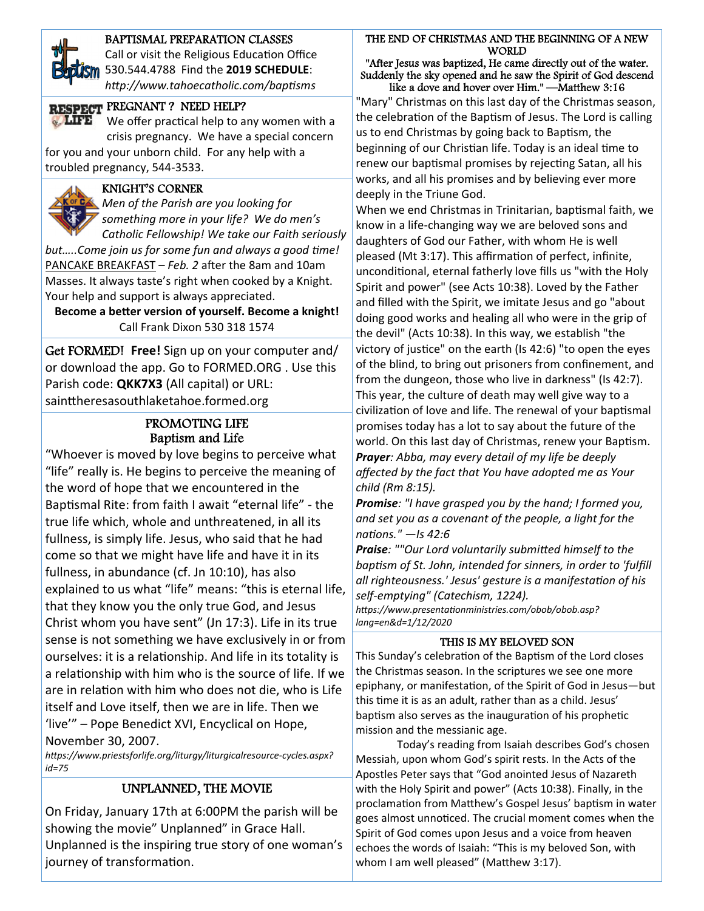## BAPTISMAL PREPARATION CLASSES

Call or visit the Religious Education Office 530.544.4788 Find the **2019 SCHEDULE**: *http://www.tahoecatholic.com/baptisms*

## PREGNANT ? NEED HELP?

We offer practical help to any women with a crisis pregnancy. We have a special concern for you and your unborn child. For any help with a troubled pregnancy, 544-3533.

## KNIGHT'S CORNER

*Men of the Parish are you looking for something more in your life? We do men's Catholic Fellowship! We take our Faith seriously but…..Come join us for some fun and always a good time!*

PANCAKE BREAKFAST – *Feb. 2* after the 8am and 10am Masses. It always taste's right when cooked by a Knight. Your help and support is always appreciated.

**Become a better version of yourself. Become a knight!**

Call Frank Dixon 530 318 1574

Get FORMED! **Free!** Sign up on your computer and/or download the app. Go to FORMED.ORG . Use this Parish code: **QKK7X3** (All capital) or URL: sainttheresasouthlaketahoe.formed.org

## PROMOTING LIFE
## Baptism and Life

"Whoever is moved by love begins to perceive what "life" really is. He begins to perceive the meaning of the word of hope that we encountered in the Baptismal Rite: from faith I await "eternal life" - the true life which, whole and unthreatened, in all its fullness, is simply life. Jesus, who said that he had come so that we might have life and have it in its fullness, in abundance (cf. Jn 10:10), has also explained to us what "life" means: "this is eternal life, that they know you the only true God, and Jesus Christ whom you have sent" (Jn 17:3). Life in its true sense is not something we have exclusively in or from ourselves: it is a relationship. And life in its totality is a relationship with him who is the source of life. If we are in relation with him who does not die, who is Life itself and Love itself, then we are in life. Then we 'live'" – Pope Benedict XVI, Encyclical on Hope, November 30, 2007.

*https://www.priestsforlife.org/liturgy/liturgicalresource-cycles.aspx?id=75*

## UNPLANNED, THE MOVIE

On Friday, January 17th at 6:00PM the parish will be showing the movie" Unplanned" in Grace Hall. Unplanned is the inspiring true story of one woman's journey of transformation.

## THE END OF CHRISTMAS AND THE BEGINNING OF A NEW WORLD

"After Jesus was baptized, He came directly out of the water. Suddenly the sky opened and he saw the Spirit of God descend like a dove and hover over Him." —Matthew 3:16

"Mary" Christmas on this last day of the Christmas season, the celebration of the Baptism of Jesus. The Lord is calling us to end Christmas by going back to Baptism, the beginning of our Christian life. Today is an ideal time to renew our baptismal promises by rejecting Satan, all his works, and all his promises and by believing ever more deeply in the Triune God.

When we end Christmas in Trinitarian, baptismal faith, we know in a life-changing way we are beloved sons and daughters of God our Father, with whom He is well pleased (Mt 3:17). This affirmation of perfect, infinite, unconditional, eternal fatherly love fills us "with the Holy Spirit and power" (see Acts 10:38). Loved by the Father and filled with the Spirit, we imitate Jesus and go "about doing good works and healing all who were in the grip of the devil" (Acts 10:38). In this way, we establish "the victory of justice" on the earth (Is 42:6) "to open the eyes of the blind, to bring out prisoners from confinement, and from the dungeon, those who live in darkness" (Is 42:7). This year, the culture of death may well give way to a civilization of love and life. The renewal of your baptismal promises today has a lot to say about the future of the world. On this last day of Christmas, renew your Baptism.

***Prayer**: Abba, may every detail of my life be deeply affected by the fact that You have adopted me as Your child (Rm 8:15).*

***Promise**: "I have grasped you by the hand; I formed you, and set you as a covenant of the people, a light for the nations." —Is 42:6*

***Praise**: ""Our Lord voluntarily submitted himself to the baptism of St. John, intended for sinners, in order to 'fulfill all righteousness.' Jesus' gesture is a manifestation of his self-emptying" (Catechism, 1224).*

*https://www.presentationministries.com/obob/obob.asp?lang=en&d=1/12/2020*

## THIS IS MY BELOVED SON

This Sunday's celebration of the Baptism of the Lord closes the Christmas season. In the scriptures we see one more epiphany, or manifestation, of the Spirit of God in Jesus—but this time it is as an adult, rather than as a child. Jesus' baptism also serves as the inauguration of his prophetic mission and the messianic age.

Today's reading from Isaiah describes God's chosen Messiah, upon whom God's spirit rests. In the Acts of the Apostles Peter says that "God anointed Jesus of Nazareth with the Holy Spirit and power" (Acts 10:38). Finally, in the proclamation from Matthew's Gospel Jesus' baptism in water goes almost unnoticed. The crucial moment comes when the Spirit of God comes upon Jesus and a voice from heaven echoes the words of Isaiah: "This is my beloved Son, with whom I am well pleased" (Matthew 3:17).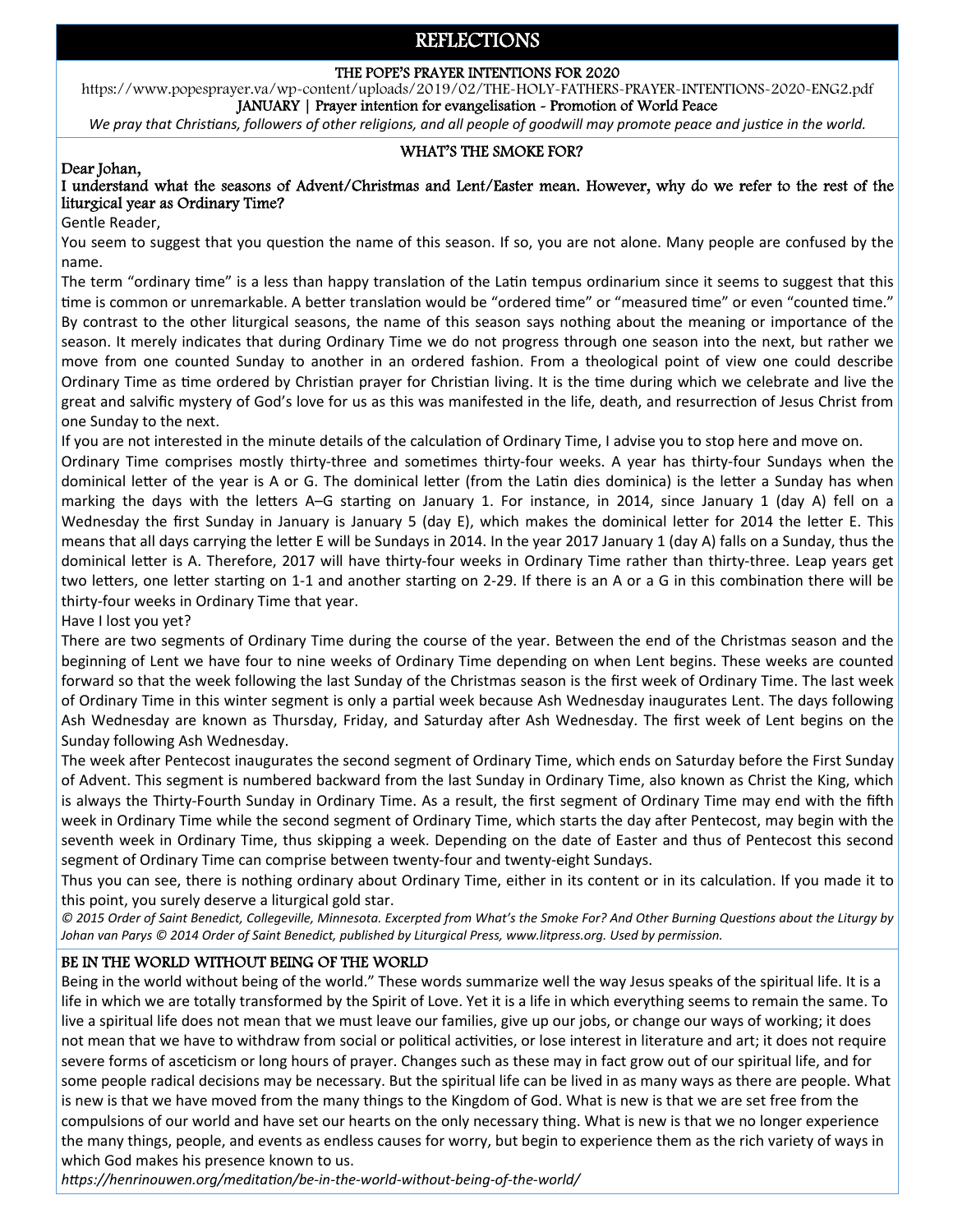# REFLECTIONS

### THE POPE'S PRAYER INTENTIONS FOR 2020

https://www.popesprayer.va/wp-content/uploads/2019/02/THE-HOLY-FATHERS-PRAYER-INTENTIONS-2020-ENG2.pdf

**JANUARY | Prayer intention for evangelisation - Promotion of World Peace**

*We pray that Christians, followers of other religions, and all people of goodwill may promote peace and justice in the world.*

### WHAT'S THE SMOKE FOR?

**Dear Johan,**

**I understand what the seasons of Advent/Christmas and Lent/Easter mean. However, why do we refer to the rest of the liturgical year as Ordinary Time?**

Gentle Reader,

You seem to suggest that you question the name of this season. If so, you are not alone. Many people are confused by the name.

The term "ordinary time" is a less than happy translation of the Latin tempus ordinarium since it seems to suggest that this time is common or unremarkable. A better translation would be "ordered time" or "measured time" or even "counted time." By contrast to the other liturgical seasons, the name of this season says nothing about the meaning or importance of the season. It merely indicates that during Ordinary Time we do not progress through one season into the next, but rather we move from one counted Sunday to another in an ordered fashion. From a theological point of view one could describe Ordinary Time as time ordered by Christian prayer for Christian living. It is the time during which we celebrate and live the great and salvific mystery of God's love for us as this was manifested in the life, death, and resurrection of Jesus Christ from one Sunday to the next.

If you are not interested in the minute details of the calculation of Ordinary Time, I advise you to stop here and move on.

Ordinary Time comprises mostly thirty-three and sometimes thirty-four weeks. A year has thirty-four Sundays when the dominical letter of the year is A or G. The dominical letter (from the Latin dies dominica) is the letter a Sunday has when marking the days with the letters A–G starting on January 1. For instance, in 2014, since January 1 (day A) fell on a Wednesday the first Sunday in January is January 5 (day E), which makes the dominical letter for 2014 the letter E. This means that all days carrying the letter E will be Sundays in 2014. In the year 2017 January 1 (day A) falls on a Sunday, thus the dominical letter is A. Therefore, 2017 will have thirty-four weeks in Ordinary Time rather than thirty-three. Leap years get two letters, one letter starting on 1-1 and another starting on 2-29. If there is an A or a G in this combination there will be thirty-four weeks in Ordinary Time that year.

Have I lost you yet?

There are two segments of Ordinary Time during the course of the year. Between the end of the Christmas season and the beginning of Lent we have four to nine weeks of Ordinary Time depending on when Lent begins. These weeks are counted forward so that the week following the last Sunday of the Christmas season is the first week of Ordinary Time. The last week of Ordinary Time in this winter segment is only a partial week because Ash Wednesday inaugurates Lent. The days following Ash Wednesday are known as Thursday, Friday, and Saturday after Ash Wednesday. The first week of Lent begins on the Sunday following Ash Wednesday.

The week after Pentecost inaugurates the second segment of Ordinary Time, which ends on Saturday before the First Sunday of Advent. This segment is numbered backward from the last Sunday in Ordinary Time, also known as Christ the King, which is always the Thirty-Fourth Sunday in Ordinary Time. As a result, the first segment of Ordinary Time may end with the fifth week in Ordinary Time while the second segment of Ordinary Time, which starts the day after Pentecost, may begin with the seventh week in Ordinary Time, thus skipping a week. Depending on the date of Easter and thus of Pentecost this second segment of Ordinary Time can comprise between twenty-four and twenty-eight Sundays.

Thus you can see, there is nothing ordinary about Ordinary Time, either in its content or in its calculation. If you made it to this point, you surely deserve a liturgical gold star.

*© 2015 Order of Saint Benedict, Collegeville, Minnesota. Excerpted from What's the Smoke For? And Other Burning Questions about the Liturgy by Johan van Parys © 2014 Order of Saint Benedict, published by Liturgical Press, www.litpress.org. Used by permission.*

### BE IN THE WORLD WITHOUT BEING OF THE WORLD

Being in the world without being of the world." These words summarize well the way Jesus speaks of the spiritual life. It is a life in which we are totally transformed by the Spirit of Love. Yet it is a life in which everything seems to remain the same. To live a spiritual life does not mean that we must leave our families, give up our jobs, or change our ways of working; it does not mean that we have to withdraw from social or political activities, or lose interest in literature and art; it does not require severe forms of asceticism or long hours of prayer. Changes such as these may in fact grow out of our spiritual life, and for some people radical decisions may be necessary. But the spiritual life can be lived in as many ways as there are people. What is new is that we have moved from the many things to the Kingdom of God. What is new is that we are set free from the compulsions of our world and have set our hearts on the only necessary thing. What is new is that we no longer experience the many things, people, and events as endless causes for worry, but begin to experience them as the rich variety of ways in which God makes his presence known to us.

*https://henrinouwen.org/meditation/be-in-the-world-without-being-of-the-world/*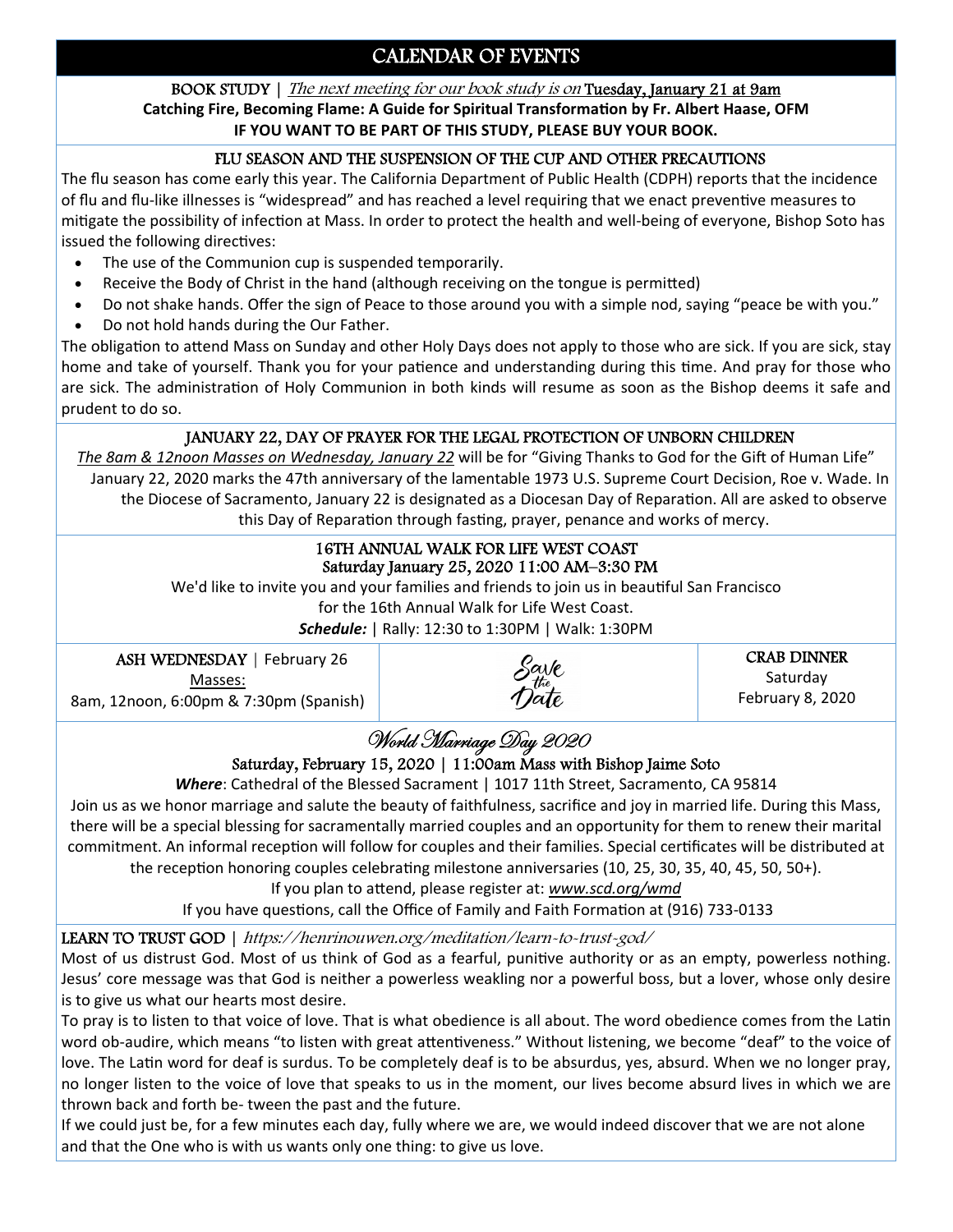# CALENDAR OF EVENTS

**BOOK STUDY** | *The next meeting for our book study is on* **Tuesday, January 21 at 9am**

**Catching Fire, Becoming Flame: A Guide for Spiritual Transformation by Fr. Albert Haase, OFM**

**IF YOU WANT TO BE PART OF THIS STUDY, PLEASE BUY YOUR BOOK.**

## FLU SEASON AND THE SUSPENSION OF THE CUP AND OTHER PRECAUTIONS

The flu season has come early this year. The California Department of Public Health (CDPH) reports that the incidence of flu and flu-like illnesses is "widespread" and has reached a level requiring that we enact preventive measures to mitigate the possibility of infection at Mass. In order to protect the health and well-being of everyone, Bishop Soto has issued the following directives:

- The use of the Communion cup is suspended temporarily.
- Receive the Body of Christ in the hand (although receiving on the tongue is permitted)
- Do not shake hands. Offer the sign of Peace to those around you with a simple nod, saying "peace be with you."
- Do not hold hands during the Our Father.

The obligation to attend Mass on Sunday and other Holy Days does not apply to those who are sick. If you are sick, stay home and take of yourself. Thank you for your patience and understanding during this time. And pray for those who are sick. The administration of Holy Communion in both kinds will resume as soon as the Bishop deems it safe and prudent to do so.

## JANUARY 22, DAY OF PRAYER FOR THE LEGAL PROTECTION OF UNBORN CHILDREN

*The 8am & 12noon Masses on Wednesday, January 22* will be for "Giving Thanks to God for the Gift of Human Life" January 22, 2020 marks the 47th anniversary of the lamentable 1973 U.S. Supreme Court Decision, Roe v. Wade. In the Diocese of Sacramento, January 22 is designated as a Diocesan Day of Reparation. All are asked to observe this Day of Reparation through fasting, prayer, penance and works of mercy.

## 16TH ANNUAL WALK FOR LIFE WEST COAST

**Saturday January 25, 2020 11:00 AM–3:30 PM**

We'd like to invite you and your families and friends to join us in beautiful San Francisco for the 16th Annual Walk for Life West Coast.

***Schedule:*** | Rally: 12:30 to 1:30PM | Walk: 1:30PM

**ASH WEDNESDAY** | February 26

Masses:

8am, 12noon, 6:00pm & 7:30pm (Spanish)

Save the Date

**CRAB DINNER**

Saturday

February 8, 2020

## World Marriage Day 2020

**Saturday, February 15, 2020 | 11:00am Mass with Bishop Jaime Soto**

***Where***: Cathedral of the Blessed Sacrament | 1017 11th Street, Sacramento, CA 95814

Join us as we honor marriage and salute the beauty of faithfulness, sacrifice and joy in married life. During this Mass, there will be a special blessing for sacramentally married couples and an opportunity for them to renew their marital commitment. An informal reception will follow for couples and their families. Special certificates will be distributed at the reception honoring couples celebrating milestone anniversaries (10, 25, 30, 35, 40, 45, 50, 50+).

If you plan to attend, please register at: *www.scd.org/wmd*

If you have questions, call the Office of Family and Faith Formation at (916) 733-0133

**LEARN TO TRUST GOD** | *https://henrinouwen.org/meditation/learn-to-trust-god/*

Most of us distrust God. Most of us think of God as a fearful, punitive authority or as an empty, powerless nothing. Jesus' core message was that God is neither a powerless weakling nor a powerful boss, but a lover, whose only desire is to give us what our hearts most desire.

To pray is to listen to that voice of love. That is what obedience is all about. The word obedience comes from the Latin word ob-audire, which means "to listen with great attentiveness." Without listening, we become "deaf" to the voice of love. The Latin word for deaf is surdus. To be completely deaf is to be absurdus, yes, absurd. When we no longer pray, no longer listen to the voice of love that speaks to us in the moment, our lives become absurd lives in which we are thrown back and forth be- tween the past and the future.

If we could just be, for a few minutes each day, fully where we are, we would indeed discover that we are not alone and that the One who is with us wants only one thing: to give us love.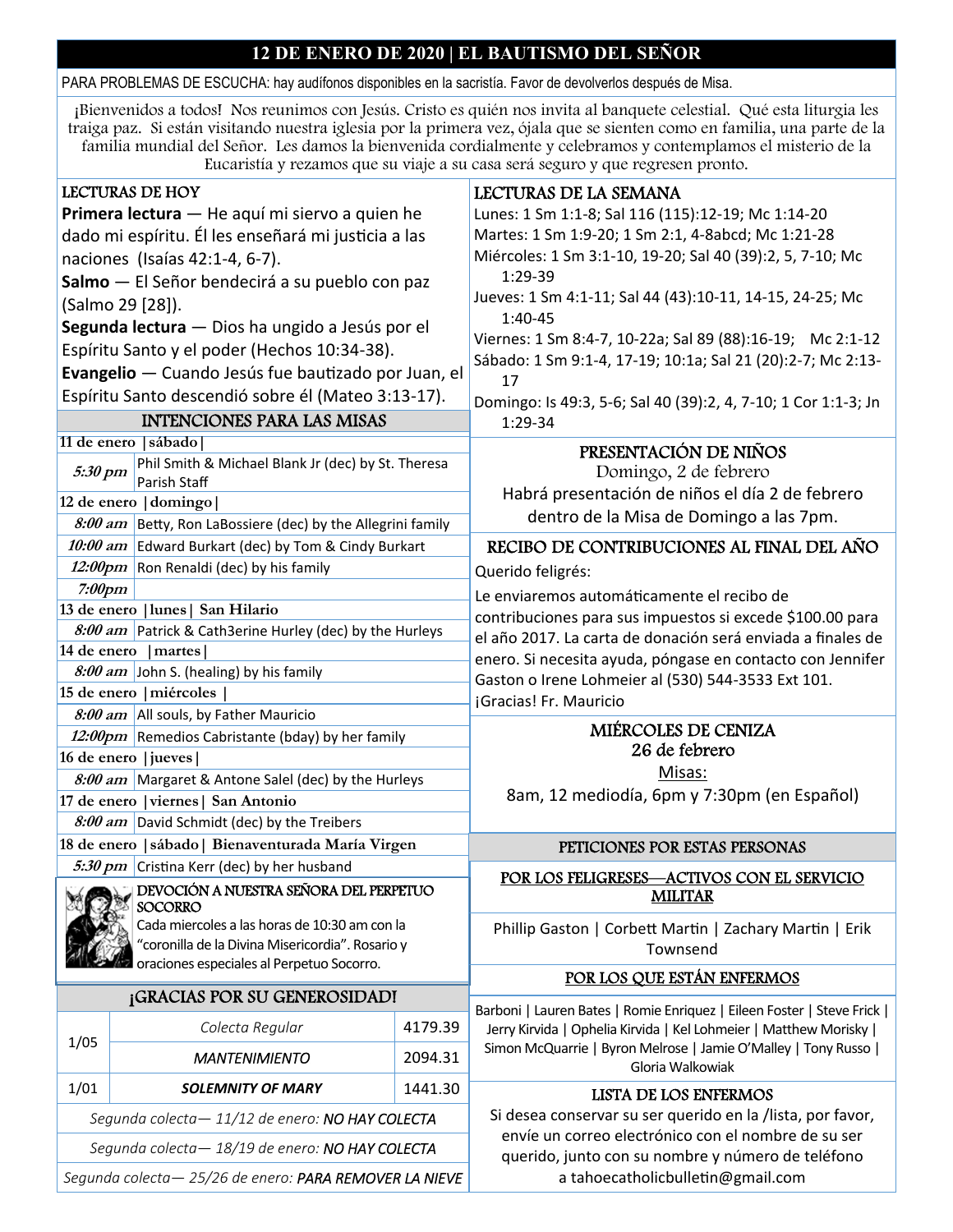# 12 DE ENERO DE 2020 | EL BAUTISMO DEL SEÑOR

PARA PROBLEMAS DE ESCUCHA: hay audífonos disponibles en la sacristía. Favor de devolverlos después de Misa.

¡Bienvenidos a todos! Nos reunimos con Jesús. Cristo es quién nos invita al banquete celestial. Qué esta liturgia les traiga paz. Si están visitando nuestra iglesia por la primera vez, ójala que se sienten como en familia, una parte de la familia mundial del Señor. Les damos la bienvenida cordialmente y celebramos y contemplamos el misterio de la Eucaristía y rezamos que su viaje a su casa será seguro y que regresen pronto.

## LECTURAS DE HOY

**Primera lectura** — He aquí mi siervo a quien he dado mi espíritu. Él les enseñará mi justicia a las naciones (Isaías 42:1-4, 6-7).

**Salmo** — El Señor bendecirá a su pueblo con paz (Salmo 29 [28]).

**Segunda lectura** — Dios ha ungido a Jesús por el Espíritu Santo y el poder (Hechos 10:34-38).

**Evangelio** — Cuando Jesús fue bautizado por Juan, el Espíritu Santo descendió sobre él (Mateo 3:13-17).

## INTENCIONES PARA LAS MISAS

| | |
|---|---|
| **11 de enero \|sábado\|** | |
| *5:30 pm* | Phil Smith & Michael Blank Jr (dec) by St. Theresa Parish Staff |
| **12 de enero \|domingo\|** | |
| *8:00 am* | Betty, Ron LaBossiere (dec) by the Allegrini family |
| *10:00 am* | Edward Burkart (dec) by Tom & Cindy Burkart |
| *12:00pm* | Ron Renaldi (dec) by his family |
| *7:00pm* | |
| **13 de enero \|lunes\| San Hilario** | |
| *8:00 am* | Patrick & Cath3erine Hurley (dec) by the Hurleys |
| **14 de enero \|martes\|** | |
| *8:00 am* | John S. (healing) by his family |
| **15 de enero \|miércoles\|** | |
| *8:00 am* | All souls, by Father Mauricio |
| *12:00pm* | Remedios Cabristante (bday) by her family |
| **16 de enero \|jueves\|** | |
| *8:00 am* | Margaret & Antone Salel (dec) by the Hurleys |
| **17 de enero \|viernes\| San Antonio** | |
| *8:00 am* | David Schmidt (dec) by the Treibers |
| **18 de enero \|sábado\| Bienaventurada María Virgen** | |
| *5:30 pm* | Cristina Kerr (dec) by her husband |

## DEVOCIÓN A NUESTRA SEÑORA DEL PERPETUO SOCORRO

Cada miercoles a las horas de 10:30 am con la "coronilla de la Divina Misericordia". Rosario y oraciones especiales al Perpetuo Socorro.

## ¡GRACIAS POR SU GENEROSIDAD!

| | | |
|---|---|---|
| 1/05 | *Colecta Regular* | 4179.39 |
| | *MANTENIMIENTO* | 2094.31 |
| 1/01 | ***SOLEMNITY OF MARY*** | 1441.30 |

*Segunda colecta— 11/12 de enero: NO HAY COLECTA*

*Segunda colecta— 18/19 de enero: NO HAY COLECTA*

*Segunda colecta— 25/26 de enero: PARA REMOVER LA NIEVE*

## LECTURAS DE LA SEMANA

Lunes: 1 Sm 1:1-8; Sal 116 (115):12-19; Mc 1:14-20
Martes: 1 Sm 1:9-20; 1 Sm 2:1, 4-8abcd; Mc 1:21-28
Miércoles: 1 Sm 3:1-10, 19-20; Sal 40 (39):2, 5, 7-10; Mc 1:29-39
Jueves: 1 Sm 4:1-11; Sal 44 (43):10-11, 14-15, 24-25; Mc 1:40-45
Viernes: 1 Sm 8:4-7, 10-22a; Sal 89 (88):16-19; Mc 2:1-12
Sábado: 1 Sm 9:1-4, 17-19; 10:1a; Sal 21 (20):2-7; Mc 2:13-17
Domingo: Is 49:3, 5-6; Sal 40 (39):2, 4, 7-10; 1 Cor 1:1-3; Jn 1:29-34

## PRESENTACIÓN DE NIÑOS

Domingo, 2 de febrero

Habrá presentación de niños el día 2 de febrero dentro de la Misa de Domingo a las 7pm.

## RECIBO DE CONTRIBUCIONES AL FINAL DEL AÑO

Querido feligrés:

Le enviaremos automáticamente el recibo de contribuciones para sus impuestos si excede $100.00 para el año 2017. La carta de donación será enviada a finales de enero. Si necesita ayuda, póngase en contacto con Jennifer Gaston o Irene Lohmeier al (530) 544-3533 Ext 101.

¡Gracias! Fr. Mauricio

## MIÉRCOLES DE CENIZA
26 de febrero

Misas:

8am, 12 mediodía, 6pm y 7:30pm (en Español)

## PETICIONES POR ESTAS PERSONAS

### POR LOS FELIGRESES—ACTIVOS CON EL SERVICIO MILITAR

Phillip Gaston | Corbett Martin | Zachary Martin | Erik Townsend

### POR LOS QUE ESTÁN ENFERMOS

Barboni | Lauren Bates | Romie Enriquez | Eileen Foster | Steve Frick | Jerry Kirvida | Ophelia Kirvida | Kel Lohmeier | Matthew Morisky | Simon McQuarrie | Byron Melrose | Jamie O'Malley | Tony Russo | Gloria Walkowiak

## LISTA DE LOS ENFERMOS

Si desea conservar su ser querido en la /lista, por favor, envíe un correo electrónico con el nombre de su ser querido, junto con su nombre y número de teléfono a tahoecatholicbulletin@gmail.com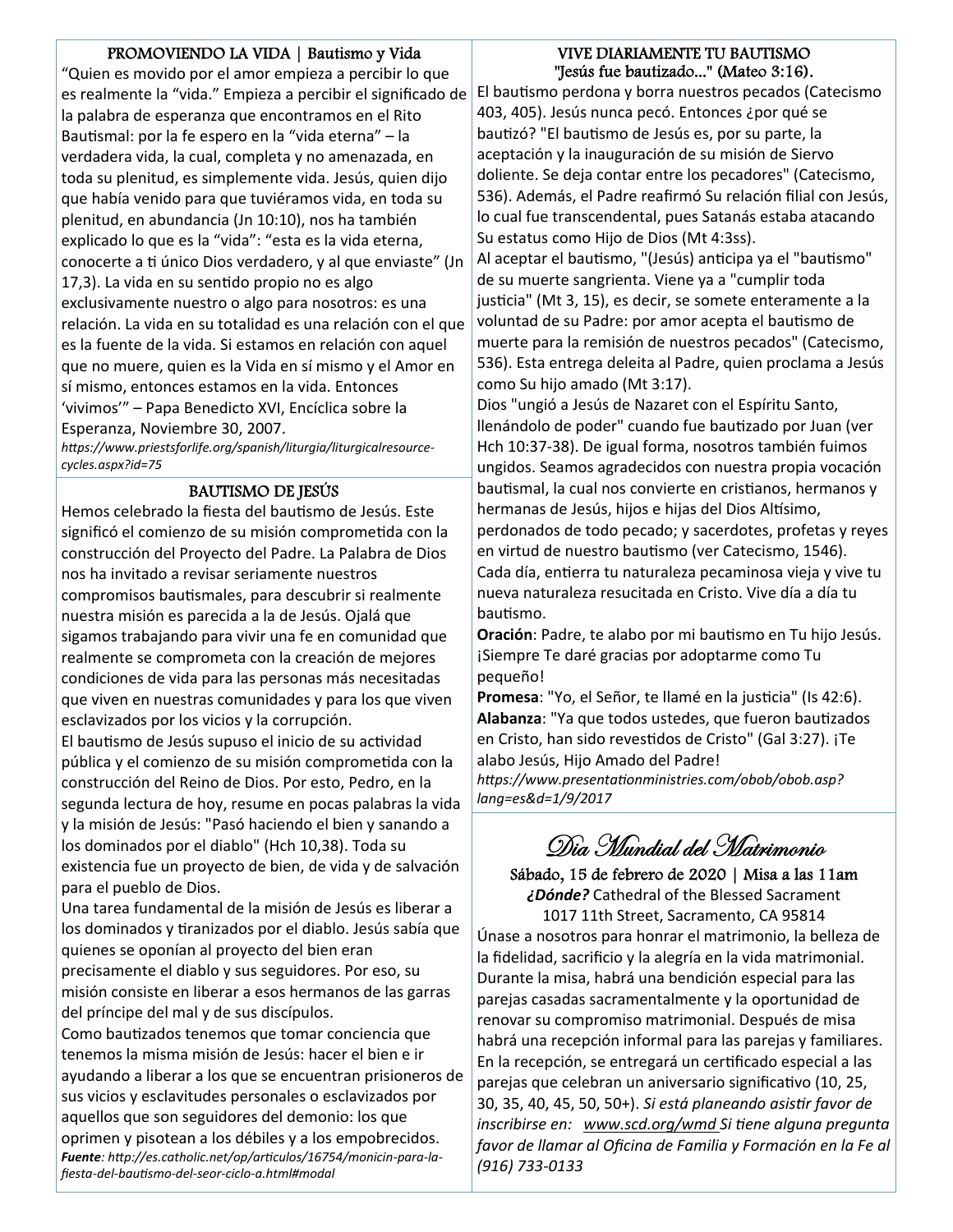## PROMOVIENDO LA VIDA | Bautismo y Vida

"Quien es movido por el amor empieza a percibir lo que es realmente la "vida." Empieza a percibir el significado de la palabra de esperanza que encontramos en el Rito Bautismal: por la fe espero en la "vida eterna" – la verdadera vida, la cual, completa y no amenazada, en toda su plenitud, es simplemente vida. Jesús, quien dijo que había venido para que tuviéramos vida, en toda su plenitud, en abundancia (Jn 10:10), nos ha también explicado lo que es la "vida": "esta es la vida eterna, conocerte a ti único Dios verdadero, y al que enviaste" (Jn 17,3). La vida en su sentido propio no es algo exclusivamente nuestro o algo para nosotros: es una relación. La vida en su totalidad es una relación con el que es la fuente de la vida. Si estamos en relación con aquel que no muere, quien es la Vida en sí mismo y el Amor en sí mismo, entonces estamos en la vida. Entonces 'vivimos'" – Papa Benedicto XVI, Encíclica sobre la Esperanza, Noviembre 30, 2007.

*https://www.priestsforlife.org/spanish/liturgia/liturgicalresource-cycles.aspx?id=75*

## BAUTISMO DE JESÚS

Hemos celebrado la fiesta del bautismo de Jesús. Este significó el comienzo de su misión comprometida con la construcción del Proyecto del Padre. La Palabra de Dios nos ha invitado a revisar seriamente nuestros compromisos bautismales, para descubrir si realmente nuestra misión es parecida a la de Jesús. Ojalá que sigamos trabajando para vivir una fe en comunidad que realmente se comprometa con la creación de mejores condiciones de vida para las personas más necesitadas que viven en nuestras comunidades y para los que viven esclavizados por los vicios y la corrupción.

El bautismo de Jesús supuso el inicio de su actividad pública y el comienzo de su misión comprometida con la construcción del Reino de Dios. Por esto, Pedro, en la segunda lectura de hoy, resume en pocas palabras la vida y la misión de Jesús: "Pasó haciendo el bien y sanando a los dominados por el diablo" (Hch 10,38). Toda su existencia fue un proyecto de bien, de vida y de salvación para el pueblo de Dios.

Una tarea fundamental de la misión de Jesús es liberar a los dominados y tiranizados por el diablo. Jesús sabía que quienes se oponían al proyecto del bien eran precisamente el diablo y sus seguidores. Por eso, su misión consiste en liberar a esos hermanos de las garras del príncipe del mal y de sus discípulos.

Como bautizados tenemos que tomar conciencia que tenemos la misma misión de Jesús: hacer el bien e ir ayudando a liberar a los que se encuentran prisioneros de sus vicios y esclavitudes personales o esclavizados por aquellos que son seguidores del demonio: los que oprimen y pisotean a los débiles y a los empobrecidos.

***Fuente**: http://es.catholic.net/op/articulos/16754/monicin-para-la-fiesta-del-bautismo-del-seor-ciclo-a.html#modal*

## VIVE DIARIAMENTE TU BAUTISMO
### "Jesús fue bautizado..." (Mateo 3:16).

El bautismo perdona y borra nuestros pecados (Catecismo 403, 405). Jesús nunca pecó. Entonces ¿por qué se bautizó? "El bautismo de Jesús es, por su parte, la aceptación y la inauguración de su misión de Siervo doliente. Se deja contar entre los pecadores" (Catecismo, 536). Además, el Padre reafirmó Su relación filial con Jesús, lo cual fue transcendental, pues Satanás estaba atacando Su estatus como Hijo de Dios (Mt 4:3ss).

Al aceptar el bautismo, "(Jesús) anticipa ya el "bautismo" de su muerte sangrienta. Viene ya a "cumplir toda justicia" (Mt 3, 15), es decir, se somete enteramente a la voluntad de su Padre: por amor acepta el bautismo de muerte para la remisión de nuestros pecados" (Catecismo, 536). Esta entrega deleita al Padre, quien proclama a Jesús como Su hijo amado (Mt 3:17).

Dios "ungió a Jesús de Nazaret con el Espíritu Santo, llenándolo de poder" cuando fue bautizado por Juan (ver Hch 10:37-38). De igual forma, nosotros también fuimos ungidos. Seamos agradecidos con nuestra propia vocación bautismal, la cual nos convierte en cristianos, hermanos y hermanas de Jesús, hijos e hijas del Dios Altísimo, perdonados de todo pecado; y sacerdotes, profetas y reyes en virtud de nuestro bautismo (ver Catecismo, 1546).

Cada día, entierra tu naturaleza pecaminosa vieja y vive tu nueva naturaleza resucitada en Cristo. Vive día a día tu bautismo.

**Oración**: Padre, te alabo por mi bautismo en Tu hijo Jesús. ¡Siempre Te daré gracias por adoptarme como Tu pequeño!

**Promesa**: "Yo, el Señor, te llamé en la justicia" (Is 42:6).

**Alabanza**: "Ya que todos ustedes, que fueron bautizados en Cristo, han sido revestidos de Cristo" (Gal 3:27). ¡Te alabo Jesús, Hijo Amado del Padre!

*https://www.presentationministries.com/obob/obob.asp?lang=es&d=1/9/2017*

## Día Mundial del Matrimonio

Sábado, 15 de febrero de 2020 | Misa a las 11am

***¿Dónde?*** Cathedral of the Blessed Sacrament
1017 11th Street, Sacramento, CA 95814

Únase a nosotros para honrar el matrimonio, la belleza de la fidelidad, sacrificio y la alegría en la vida matrimonial. Durante la misa, habrá una bendición especial para las parejas casadas sacramentalmente y la oportunidad de renovar su compromiso matrimonial. Después de misa habrá una recepción informal para las parejas y familiares. En la recepción, se entregará un certificado especial a las parejas que celebran un aniversario significativo (10, 25, 30, 35, 40, 45, 50, 50+). *Si está planeando asistir favor de inscribirse en: www.scd.org/wmd Si tiene alguna pregunta favor de llamar al Oficina de Familia y Formación en la Fe al (916) 733-0133*